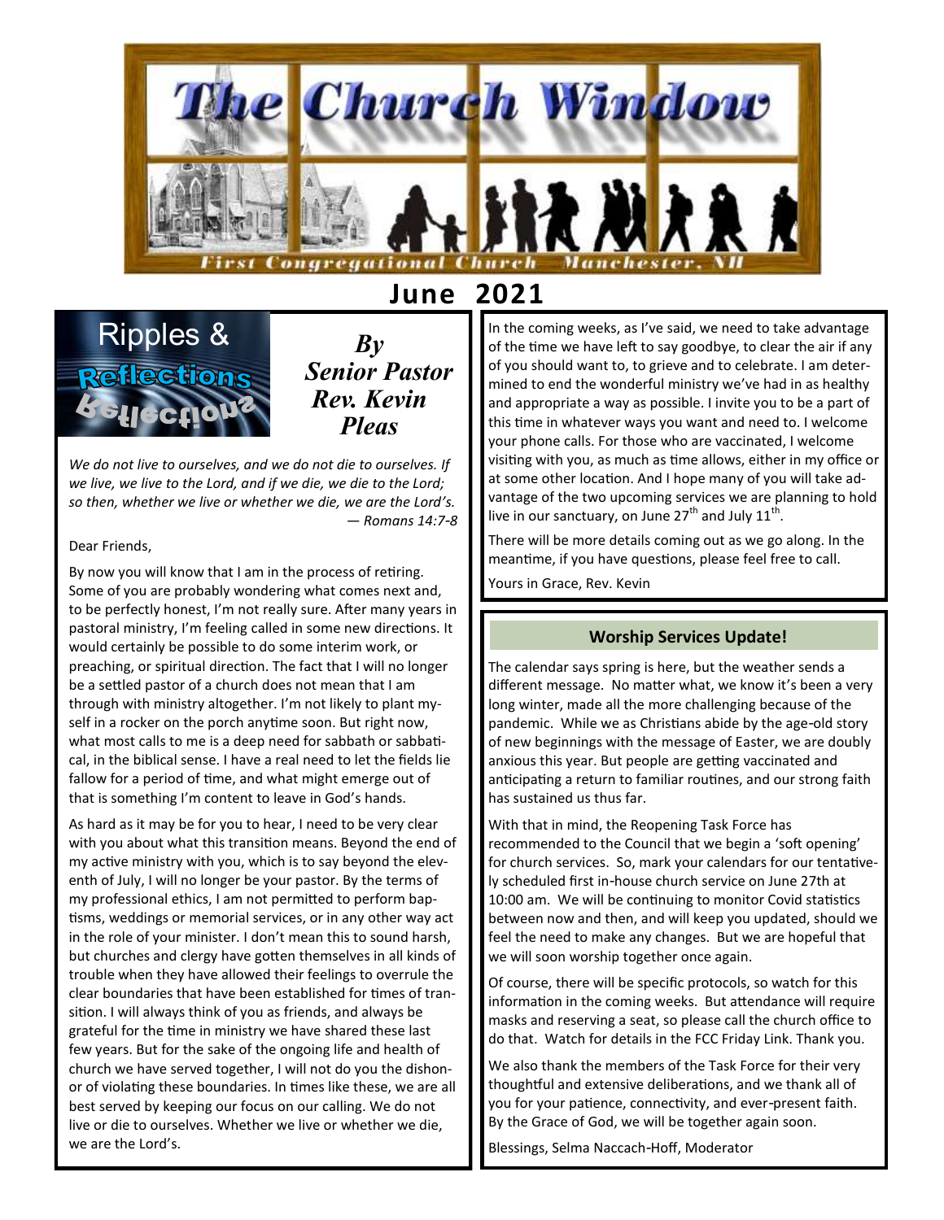# The Church Window

First Congregational Church Manchester, NH

## June 2021

## Ripples & Reflections

***By Senior Pastor Rev. Kevin Pleas***

*We do not live to ourselves, and we do not die to ourselves. If we live, we live to the Lord, and if we die, we die to the Lord; so then, whether we live or whether we die, we are the Lord's.*
*— Romans 14:7-8*

Dear Friends,

By now you will know that I am in the process of retiring. Some of you are probably wondering what comes next and, to be perfectly honest, I'm not really sure. After many years in pastoral ministry, I'm feeling called in some new directions. It would certainly be possible to do some interim work, or preaching, or spiritual direction. The fact that I will no longer be a settled pastor of a church does not mean that I am through with ministry altogether. I'm not likely to plant myself in a rocker on the porch anytime soon. But right now, what most calls to me is a deep need for sabbath or sabbatical, in the biblical sense. I have a real need to let the fields lie fallow for a period of time, and what might emerge out of that is something I'm content to leave in God's hands.

As hard as it may be for you to hear, I need to be very clear with you about what this transition means. Beyond the end of my active ministry with you, which is to say beyond the eleventh of July, I will no longer be your pastor. By the terms of my professional ethics, I am not permitted to perform baptisms, weddings or memorial services, or in any other way act in the role of your minister. I don't mean this to sound harsh, but churches and clergy have gotten themselves in all kinds of trouble when they have allowed their feelings to overrule the clear boundaries that have been established for times of transition. I will always think of you as friends, and always be grateful for the time in ministry we have shared these last few years. But for the sake of the ongoing life and health of church we have served together, I will not do you the dishonor of violating these boundaries. In times like these, we are all best served by keeping our focus on our calling. We do not live or die to ourselves. Whether we live or whether we die, we are the Lord's.

In the coming weeks, as I've said, we need to take advantage of the time we have left to say goodbye, to clear the air if any of you should want to, to grieve and to celebrate. I am determined to end the wonderful ministry we've had in as healthy and appropriate a way as possible. I invite you to be a part of this time in whatever ways you want and need to. I welcome your phone calls. For those who are vaccinated, I welcome visiting with you, as much as time allows, either in my office or at some other location. And I hope many of you will take advantage of the two upcoming services we are planning to hold live in our sanctuary, on June 27th and July 11th.

There will be more details coming out as we go along. In the meantime, if you have questions, please feel free to call.

Yours in Grace, Rev. Kevin

### Worship Services Update!

The calendar says spring is here, but the weather sends a different message. No matter what, we know it's been a very long winter, made all the more challenging because of the pandemic. While we as Christians abide by the age-old story of new beginnings with the message of Easter, we are doubly anxious this year. But people are getting vaccinated and anticipating a return to familiar routines, and our strong faith has sustained us thus far.

With that in mind, the Reopening Task Force has recommended to the Council that we begin a 'soft opening' for church services. So, mark your calendars for our tentatively scheduled first in-house church service on June 27th at 10:00 am. We will be continuing to monitor Covid statistics between now and then, and will keep you updated, should we feel the need to make any changes. But we are hopeful that we will soon worship together once again.

Of course, there will be specific protocols, so watch for this information in the coming weeks. But attendance will require masks and reserving a seat, so please call the church office to do that. Watch for details in the FCC Friday Link. Thank you.

We also thank the members of the Task Force for their very thoughtful and extensive deliberations, and we thank all of you for your patience, connectivity, and ever-present faith. By the Grace of God, we will be together again soon.

Blessings, Selma Naccach-Hoff, Moderator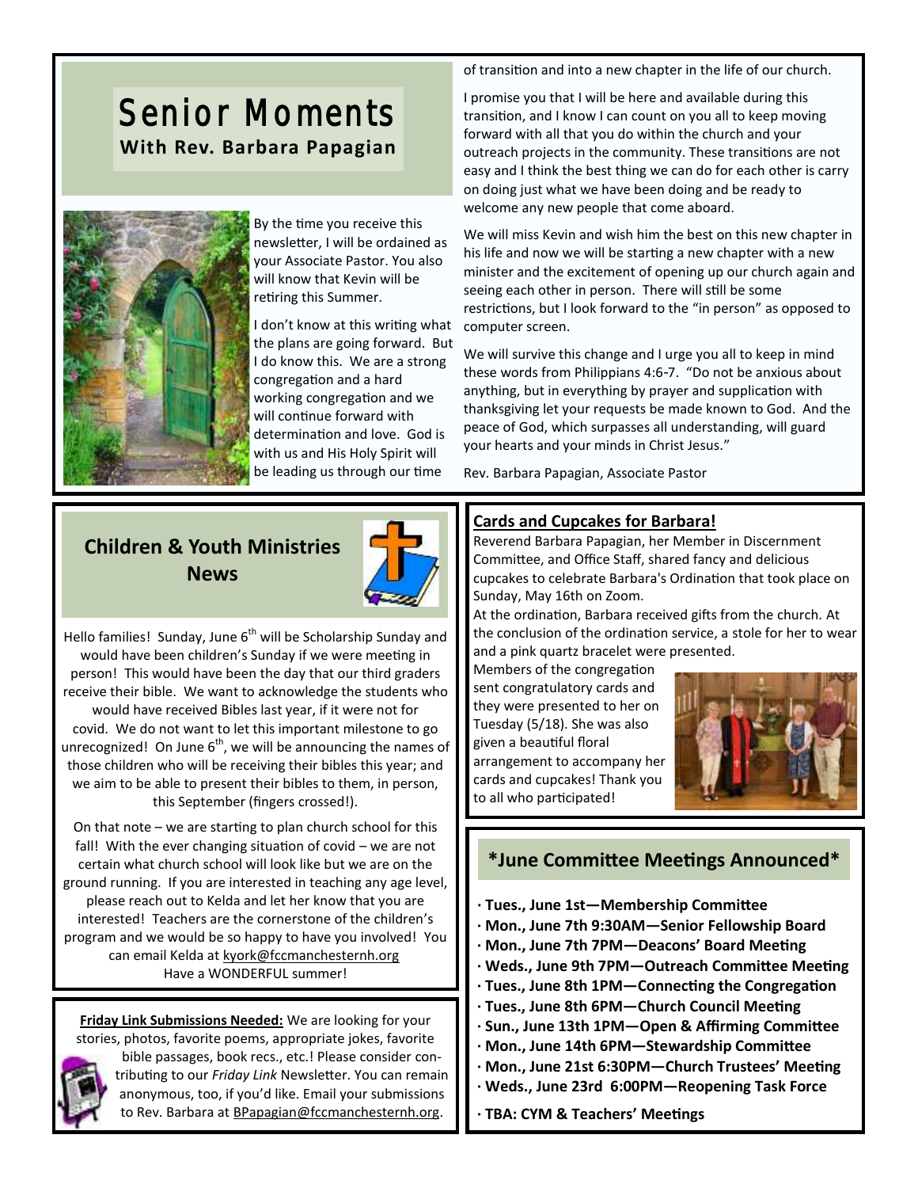# Senior Moments

**With Rev. Barbara Papagian**

By the time you receive this newsletter, I will be ordained as your Associate Pastor. You also will know that Kevin will be retiring this Summer.

I don't know at this writing what the plans are going forward. But I do know this. We are a strong congregation and a hard working congregation and we will continue forward with determination and love. God is with us and His Holy Spirit will be leading us through our time of transition and into a new chapter in the life of our church.

I promise you that I will be here and available during this transition, and I know I can count on you all to keep moving forward with all that you do within the church and your outreach projects in the community. These transitions are not easy and I think the best thing we can do for each other is carry on doing just what we have been doing and be ready to welcome any new people that come aboard.

We will miss Kevin and wish him the best on this new chapter in his life and now we will be starting a new chapter with a new minister and the excitement of opening up our church again and seeing each other in person. There will still be some restrictions, but I look forward to the "in person" as opposed to computer screen.

We will survive this change and I urge you all to keep in mind these words from Philippians 4:6-7. "Do not be anxious about anything, but in everything by prayer and supplication with thanksgiving let your requests be made known to God. And the peace of God, which surpasses all understanding, will guard your hearts and your minds in Christ Jesus."

Rev. Barbara Papagian, Associate Pastor

## Children & Youth Ministries News

Hello families! Sunday, June 6th will be Scholarship Sunday and would have been children's Sunday if we were meeting in person! This would have been the day that our third graders receive their bible. We want to acknowledge the students who would have received Bibles last year, if it were not for covid. We do not want to let this important milestone to go unrecognized! On June 6th, we will be announcing the names of those children who will be receiving their bibles this year; and we aim to be able to present their bibles to them, in person, this September (fingers crossed!).

On that note – we are starting to plan church school for this fall! With the ever changing situation of covid – we are not certain what church school will look like but we are on the ground running. If you are interested in teaching any age level, please reach out to Kelda and let her know that you are interested! Teachers are the cornerstone of the children's program and we would be so happy to have you involved! You can email Kelda at kyork@fccmanchesternh.org

Have a WONDERFUL summer!

**Friday Link Submissions Needed:** We are looking for your stories, photos, favorite poems, appropriate jokes, favorite bible passages, book recs., etc.! Please consider contributing to our *Friday Link* Newsletter. You can remain anonymous, too, if you'd like. Email your submissions to Rev. Barbara at BPapagian@fccmanchesternh.org.

## Cards and Cupcakes for Barbara!

Reverend Barbara Papagian, her Member in Discernment Committee, and Office Staff, shared fancy and delicious cupcakes to celebrate Barbara's Ordination that took place on Sunday, May 16th on Zoom.

At the ordination, Barbara received gifts from the church. At the conclusion of the ordination service, a stole for her to wear and a pink quartz bracelet were presented.

Members of the congregation sent congratulatory cards and they were presented to her on Tuesday (5/18). She was also given a beautiful floral arrangement to accompany her cards and cupcakes! Thank you to all who participated!

## *June Committee Meetings Announced*

- **Tues., June 1st—Membership Committee**
- **Mon., June 7th 9:30AM—Senior Fellowship Board**
- **Mon., June 7th 7PM—Deacons' Board Meeting**
- **Weds., June 9th 7PM—Outreach Committee Meeting**
- **Tues., June 8th 1PM—Connecting the Congregation**
- **Tues., June 8th 6PM—Church Council Meeting**
- **Sun., June 13th 1PM—Open & Affirming Committee**
- **Mon., June 14th 6PM—Stewardship Committee**
- **Mon., June 21st 6:30PM—Church Trustees' Meeting**
- **Weds., June 23rd 6:00PM—Reopening Task Force**
- **TBA: CYM & Teachers' Meetings**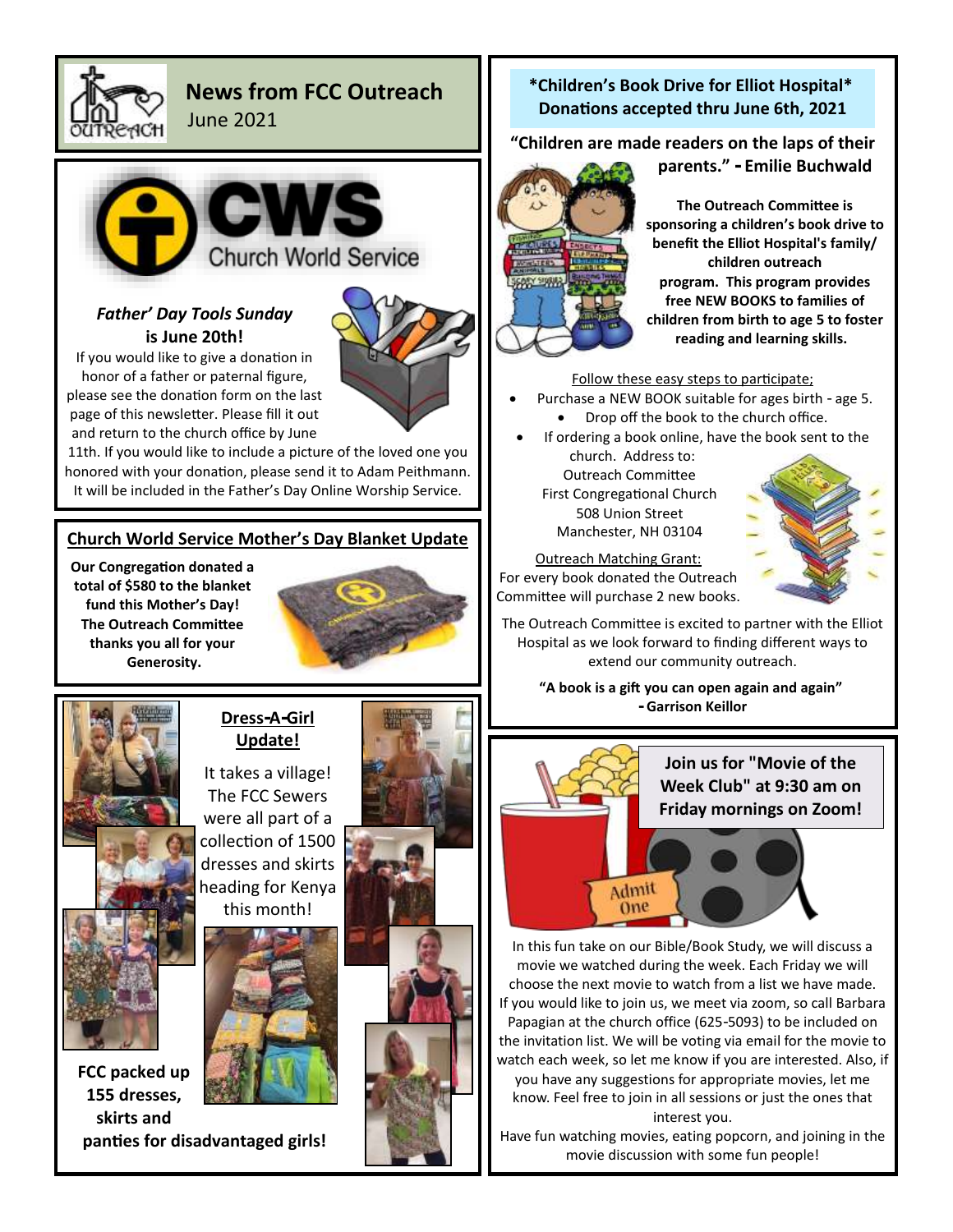# News from FCC Outreach

June 2021

## CWS Church World Service

### *Father' Day Tools Sunday* is June 20th!

If you would like to give a donation in honor of a father or paternal figure, please see the donation form on the last page of this newsletter. Please fill it out and return to the church office by June 11th. If you would like to include a picture of the loved one you honored with your donation, please send it to Adam Peithmann. It will be included in the Father's Day Online Worship Service.

## Church World Service Mother's Day Blanket Update

**Our Congregation donated a total of $580 to the blanket fund this Mother's Day! The Outreach Committee thanks you all for your Generosity.**

## Dress-A-Girl Update!

It takes a village! The FCC Sewers were all part of a collection of 1500 dresses and skirts heading for Kenya this month!

**FCC packed up 155 dresses, skirts and panties for disadvantaged girls!**

## *Children's Book Drive for Elliot Hospital*
**Donations accepted thru June 6th, 2021**

**"Children are made readers on the laps of their parents." - Emilie Buchwald**

**The Outreach Committee is sponsoring a children's book drive to benefit the Elliot Hospital's family/ children outreach program. This program provides free NEW BOOKS to families of children from birth to age 5 to foster reading and learning skills.**

Follow these easy steps to participate;

- Purchase a NEW BOOK suitable for ages birth - age 5.
  - Drop off the book to the church office.
- If ordering a book online, have the book sent to the church. Address to:

  Outreach Committee
  First Congregational Church
  508 Union Street
  Manchester, NH 03104

Outreach Matching Grant:
For every book donated the Outreach Committee will purchase 2 new books.

The Outreach Committee is excited to partner with the Elliot Hospital as we look forward to finding different ways to extend our community outreach.

**"A book is a gift you can open again and again" - Garrison Keillor**

## Join us for "Movie of the Week Club" at 9:30 am on Friday mornings on Zoom!

In this fun take on our Bible/Book Study, we will discuss a movie we watched during the week. Each Friday we will choose the next movie to watch from a list we have made. If you would like to join us, we meet via zoom, so call Barbara Papagian at the church office (625-5093) to be included on the invitation list. We will be voting via email for the movie to watch each week, so let me know if you are interested. Also, if you have any suggestions for appropriate movies, let me know. Feel free to join in all sessions or just the ones that interest you.

Have fun watching movies, eating popcorn, and joining in the movie discussion with some fun people!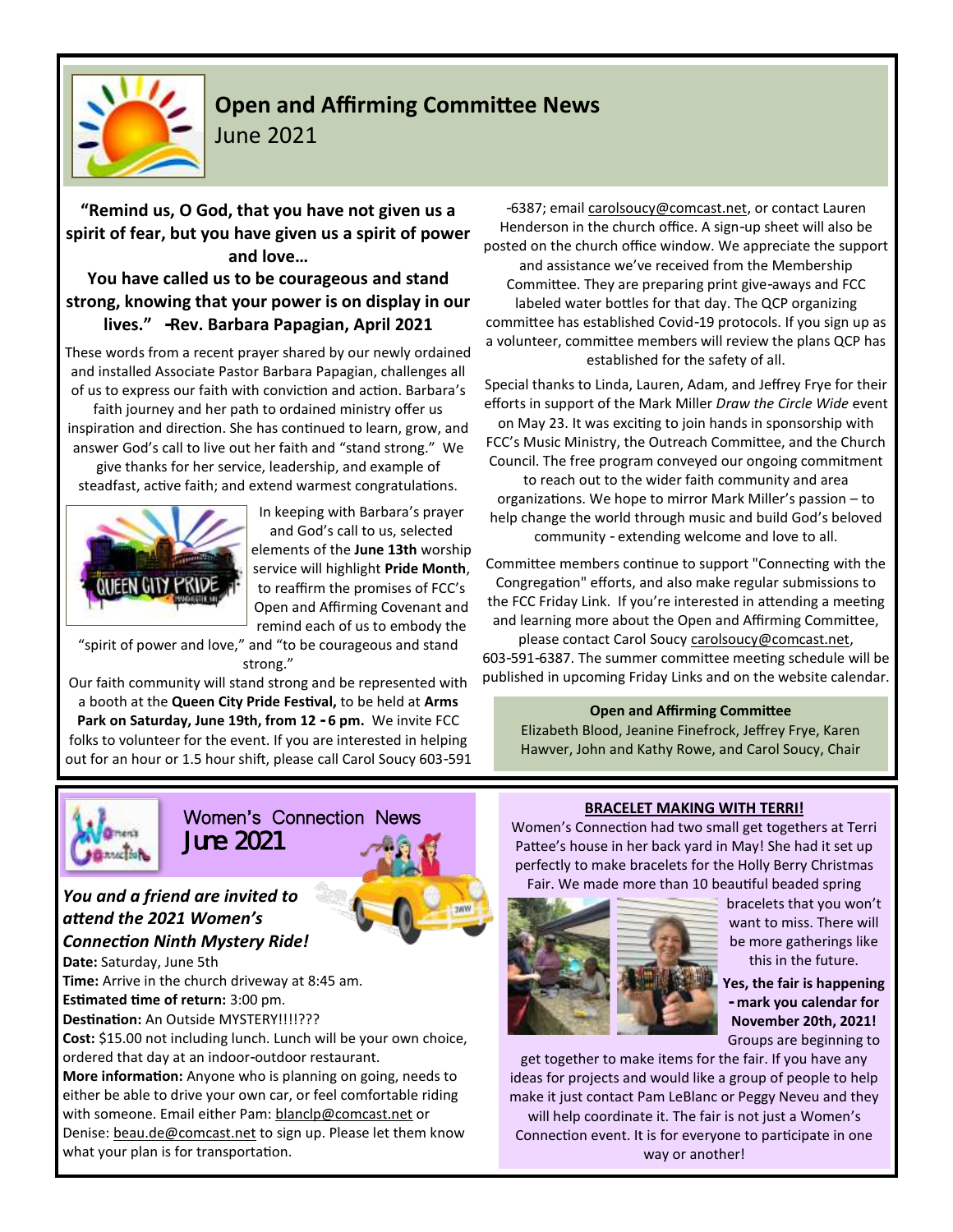## Open and Affirming Committee News

June 2021

**"Remind us, O God, that you have not given us a spirit of fear, but you have given us a spirit of power and love…**
**You have called us to be courageous and stand strong, knowing that your power is on display in our lives." -Rev. Barbara Papagian, April 2021**

These words from a recent prayer shared by our newly ordained and installed Associate Pastor Barbara Papagian, challenges all of us to express our faith with conviction and action. Barbara's faith journey and her path to ordained ministry offer us inspiration and direction. She has continued to learn, grow, and answer God's call to live out her faith and "stand strong." We give thanks for her service, leadership, and example of steadfast, active faith; and extend warmest congratulations.

In keeping with Barbara's prayer and God's call to us, selected elements of the **June 13th** worship service will highlight **Pride Month**, to reaffirm the promises of FCC's Open and Affirming Covenant and remind each of us to embody the "spirit of power and love," and "to be courageous and stand strong."

Our faith community will stand strong and be represented with a booth at the **Queen City Pride Festival,** to be held at **Arms Park on Saturday, June 19th, from 12 - 6 pm.** We invite FCC folks to volunteer for the event. If you are interested in helping out for an hour or 1.5 hour shift, please call Carol Soucy 603-591-6387; email carolsoucy@comcast.net, or contact Lauren Henderson in the church office. A sign-up sheet will also be posted on the church office window. We appreciate the support and assistance we've received from the Membership Committee. They are preparing print give-aways and FCC labeled water bottles for that day. The QCP organizing committee has established Covid-19 protocols. If you sign up as a volunteer, committee members will review the plans QCP has established for the safety of all.

Special thanks to Linda, Lauren, Adam, and Jeffrey Frye for their efforts in support of the Mark Miller *Draw the Circle Wide* event on May 23. It was exciting to join hands in sponsorship with FCC's Music Ministry, the Outreach Committee, and the Church Council. The free program conveyed our ongoing commitment to reach out to the wider faith community and area organizations. We hope to mirror Mark Miller's passion – to help change the world through music and build God's beloved community - extending welcome and love to all.

Committee members continue to support "Connecting with the Congregation" efforts, and also make regular submissions to the FCC Friday Link. If you're interested in attending a meeting and learning more about the Open and Affirming Committee, please contact Carol Soucy carolsoucy@comcast.net, 603-591-6387. The summer committee meeting schedule will be published in upcoming Friday Links and on the website calendar.

**Open and Affirming Committee**
Elizabeth Blood, Jeanine Finefrock, Jeffrey Frye, Karen Hawver, John and Kathy Rowe, and Carol Soucy, Chair

## Women's Connection News

June 2021

***You and a friend are invited to attend the 2021 Women's Connection Ninth Mystery Ride!***

**Date:** Saturday, June 5th
**Time:** Arrive in the church driveway at 8:45 am.
**Estimated time of return:** 3:00 pm.
**Destination:** An Outside MYSTERY!!!!???
**Cost:** $15.00 not including lunch. Lunch will be your own choice, ordered that day at an indoor-outdoor restaurant.
**More information:** Anyone who is planning on going, needs to either be able to drive your own car, or feel comfortable riding with someone. Email either Pam: blanclp@comcast.net or Denise: beau.de@comcast.net to sign up. Please let them know what your plan is for transportation.

**BRACELET MAKING WITH TERRI!**

Women's Connection had two small get togethers at Terri Pattee's house in her back yard in May! She had it set up perfectly to make bracelets for the Holly Berry Christmas Fair. We made more than 10 beautiful beaded spring bracelets that you won't want to miss. There will be more gatherings like this in the future.

**Yes, the fair is happening - mark you calendar for November 20th, 2021!** Groups are beginning to get together to make items for the fair. If you have any ideas for projects and would like a group of people to help make it just contact Pam LeBlanc or Peggy Neveu and they will help coordinate it. The fair is not just a Women's Connection event. It is for everyone to participate in one way or another!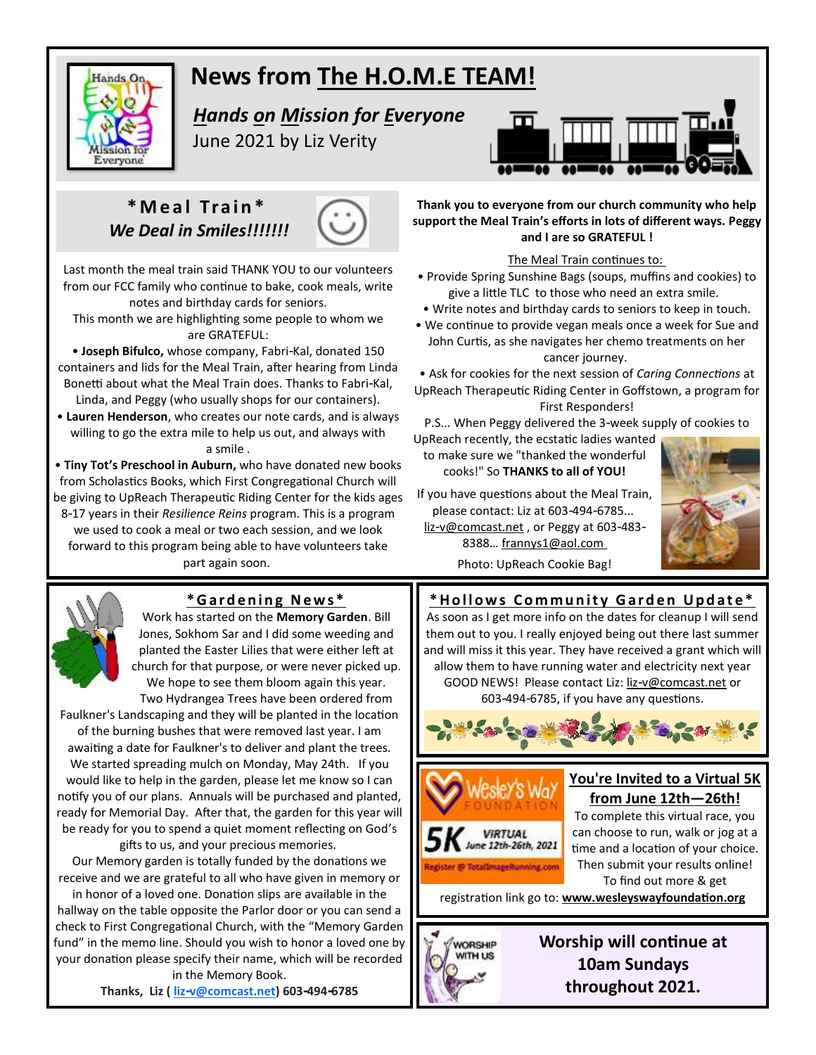# News from The H.O.M.E TEAM!

***Hands on Mission for Everyone***

June 2021 by Liz Verity

## *Meal Train*

***We Deal in Smiles!!!!!!!***

Last month the meal train said THANK YOU to our volunteers from our FCC family who continue to bake, cook meals, write notes and birthday cards for seniors.

This month we are highlighting some people to whom we are GRATEFUL:

- **Joseph Bifulco,** whose company, Fabri-Kal, donated 150 containers and lids for the Meal Train, after hearing from Linda Bonetti about what the Meal Train does. Thanks to Fabri-Kal, Linda, and Peggy (who usually shops for our containers).
- **Lauren Henderson**, who creates our note cards, and is always willing to go the extra mile to help us out, and always with a smile .
- **Tiny Tot's Preschool in Auburn,** who have donated new books from Scholastics Books, which First Congregational Church will be giving to UpReach Therapeutic Riding Center for the kids ages 8-17 years in their *Resilience Reins* program. This is a program we used to cook a meal or two each session, and we look forward to this program being able to have volunteers take part again soon.

**Thank you to everyone from our church community who help support the Meal Train's efforts in lots of different ways. Peggy and I are so GRATEFUL !**

The Meal Train continues to:

- Provide Spring Sunshine Bags (soups, muffins and cookies) to give a little TLC to those who need an extra smile.
- Write notes and birthday cards to seniors to keep in touch.
- We continue to provide vegan meals once a week for Sue and John Curtis, as she navigates her chemo treatments on her cancer journey.
- Ask for cookies for the next session of *Caring Connections* at UpReach Therapeutic Riding Center in Goffstown, a program for First Responders!

P.S... When Peggy delivered the 3-week supply of cookies to UpReach recently, the ecstatic ladies wanted to make sure we "thanked the wonderful cooks!" So **THANKS to all of YOU!**

If you have questions about the Meal Train, please contact: Liz at 603-494-6785... liz-v@comcast.net , or Peggy at 603-483-8388… frannys1@aol.com

Photo: UpReach Cookie Bag!

## *Gardening News*

Work has started on the **Memory Garden**. Bill Jones, Sokhom Sar and I did some weeding and planted the Easter Lilies that were either left at church for that purpose, or were never picked up. We hope to see them bloom again this year.

Two Hydrangea Trees have been ordered from Faulkner's Landscaping and they will be planted in the location of the burning bushes that were removed last year. I am awaiting a date for Faulkner's to deliver and plant the trees. We started spreading mulch on Monday, May 24th. If you would like to help in the garden, please let me know so I can notify you of our plans. Annuals will be purchased and planted, ready for Memorial Day. After that, the garden for this year will be ready for you to spend a quiet moment reflecting on God's gifts to us, and your precious memories.

Our Memory garden is totally funded by the donations we receive and we are grateful to all who have given in memory or in honor of a loved one. Donation slips are available in the hallway on the table opposite the Parlor door or you can send a check to First Congregational Church, with the "Memory Garden fund" in the memo line. Should you wish to honor a loved one by your donation please specify their name, which will be recorded in the Memory Book.

**Thanks, Liz ( liz-v@comcast.net) 603-494-6785**

## *Hollows Community Garden Update*

As soon as I get more info on the dates for cleanup I will send them out to you. I really enjoyed being out there last summer and will miss it this year. They have received a grant which will allow them to have running water and electricity next year GOOD NEWS! Please contact Liz: liz-v@comcast.net or 603-494-6785, if you have any questions.

## You're Invited to a Virtual 5K from June 12th—26th!

Wesley's Way Foundation — 5K VIRTUAL June 12th-26th, 2021 — Register @ TotalImageRunning.com

To complete this virtual race, you can choose to run, walk or jog at a time and a location of your choice. Then submit your results online! To find out more & get registration link go to: **www.wesleyswayfoundation.org**

## Worship will continue at 10am Sundays throughout 2021.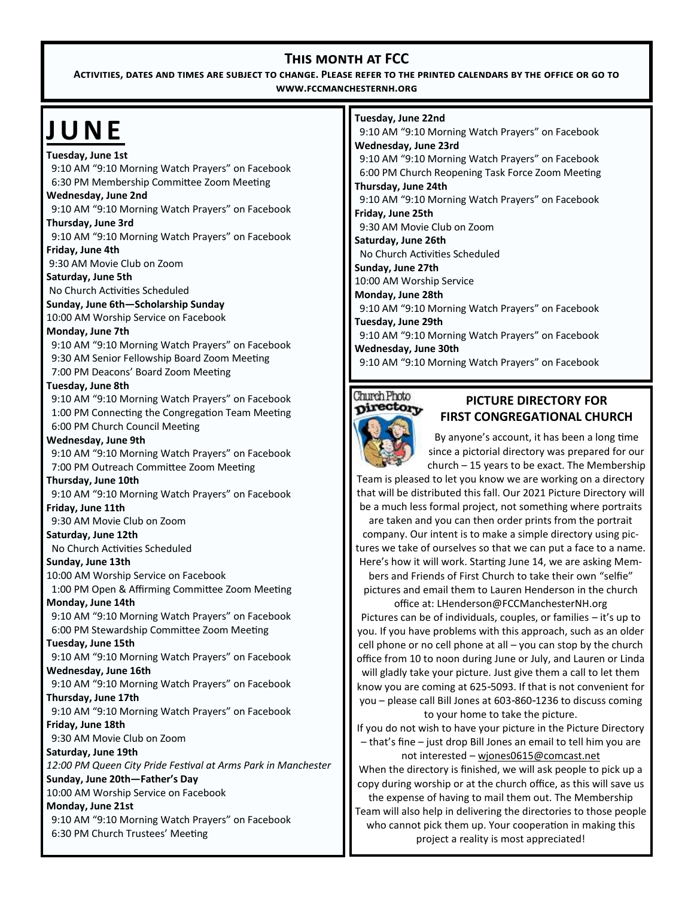## This month at FCC

**Activities, dates and times are subject to change. Please refer to the printed calendars by the office or go to www.fccmanchesternh.org**

# JUNE

**Tuesday, June 1st**
9:10 AM "9:10 Morning Watch Prayers" on Facebook
6:30 PM Membership Committee Zoom Meeting

**Wednesday, June 2nd**
9:10 AM "9:10 Morning Watch Prayers" on Facebook

**Thursday, June 3rd**
9:10 AM "9:10 Morning Watch Prayers" on Facebook

**Friday, June 4th**
9:30 AM Movie Club on Zoom

**Saturday, June 5th**
No Church Activities Scheduled

**Sunday, June 6th—Scholarship Sunday**
10:00 AM Worship Service on Facebook

**Monday, June 7th**
9:10 AM "9:10 Morning Watch Prayers" on Facebook
9:30 AM Senior Fellowship Board Zoom Meeting
7:00 PM Deacons' Board Zoom Meeting

**Tuesday, June 8th**
9:10 AM "9:10 Morning Watch Prayers" on Facebook
1:00 PM Connecting the Congregation Team Meeting
6:00 PM Church Council Meeting

**Wednesday, June 9th**
9:10 AM "9:10 Morning Watch Prayers" on Facebook
7:00 PM Outreach Committee Zoom Meeting

**Thursday, June 10th**
9:10 AM "9:10 Morning Watch Prayers" on Facebook

**Friday, June 11th**
9:30 AM Movie Club on Zoom

**Saturday, June 12th**
No Church Activities Scheduled

**Sunday, June 13th**
10:00 AM Worship Service on Facebook
1:00 PM Open & Affirming Committee Zoom Meeting

**Monday, June 14th**
9:10 AM "9:10 Morning Watch Prayers" on Facebook
6:00 PM Stewardship Committee Zoom Meeting

**Tuesday, June 15th**
9:10 AM "9:10 Morning Watch Prayers" on Facebook

**Wednesday, June 16th**
9:10 AM "9:10 Morning Watch Prayers" on Facebook

**Thursday, June 17th**
9:10 AM "9:10 Morning Watch Prayers" on Facebook

**Friday, June 18th**
9:30 AM Movie Club on Zoom

**Saturday, June 19th**
*12:00 PM Queen City Pride Festival at Arms Park in Manchester*

**Sunday, June 20th—Father's Day**
10:00 AM Worship Service on Facebook

**Monday, June 21st**
9:10 AM "9:10 Morning Watch Prayers" on Facebook
6:30 PM Church Trustees' Meeting

**Tuesday, June 22nd**
9:10 AM "9:10 Morning Watch Prayers" on Facebook

**Wednesday, June 23rd**
9:10 AM "9:10 Morning Watch Prayers" on Facebook
6:00 PM Church Reopening Task Force Zoom Meeting

**Thursday, June 24th**
9:10 AM "9:10 Morning Watch Prayers" on Facebook

**Friday, June 25th**
9:30 AM Movie Club on Zoom

**Saturday, June 26th**
No Church Activities Scheduled

**Sunday, June 27th**
10:00 AM Worship Service

**Monday, June 28th**
9:10 AM "9:10 Morning Watch Prayers" on Facebook

**Tuesday, June 29th**
9:10 AM "9:10 Morning Watch Prayers" on Facebook

**Wednesday, June 30th**
9:10 AM "9:10 Morning Watch Prayers" on Facebook

## PICTURE DIRECTORY FOR FIRST CONGREGATIONAL CHURCH

By anyone's account, it has been a long time since a pictorial directory was prepared for our church – 15 years to be exact. The Membership Team is pleased to let you know we are working on a directory that will be distributed this fall. Our 2021 Picture Directory will be a much less formal project, not something where portraits are taken and you can then order prints from the portrait company. Our intent is to make a simple directory using pictures we take of ourselves so that we can put a face to a name. Here's how it will work. Starting June 14, we are asking Members and Friends of First Church to take their own "selfie" pictures and email them to Lauren Henderson in the church office at: LHenderson@FCCManchesterNH.org

Pictures can be of individuals, couples, or families – it's up to you. If you have problems with this approach, such as an older cell phone or no cell phone at all – you can stop by the church office from 10 to noon during June or July, and Lauren or Linda will gladly take your picture. Just give them a call to let them know you are coming at 625-5093. If that is not convenient for you – please call Bill Jones at 603-860-1236 to discuss coming to your home to take the picture.

If you do not wish to have your picture in the Picture Directory – that's fine – just drop Bill Jones an email to tell him you are not interested – wjones0615@comcast.net

When the directory is finished, we will ask people to pick up a copy during worship or at the church office, as this will save us the expense of having to mail them out. The Membership Team will also help in delivering the directories to those people who cannot pick them up. Your cooperation in making this project a reality is most appreciated!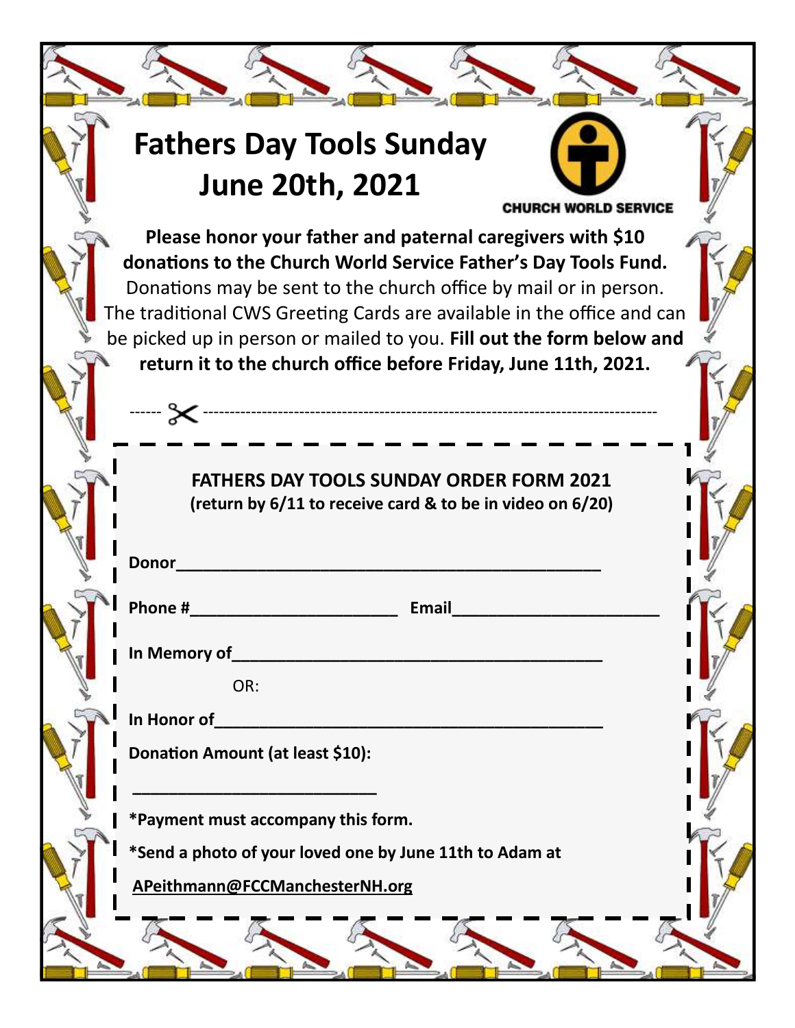# Fathers Day Tools Sunday
# June 20th, 2021

CHURCH WORLD SERVICE

**Please honor your father and paternal caregivers with $10 donations to the Church World Service Father's Day Tools Fund.** Donations may be sent to the church office by mail or in person. The traditional CWS Greeting Cards are available in the office and can be picked up in person or mailed to you. **Fill out the form below and return it to the church office before Friday, June 11th, 2021.**

------ ✂ ----------------------------------------------------------------------------------------

**FATHERS DAY TOOLS SUNDAY ORDER FORM 2021**
**(return by 6/11 to receive card & to be in video on 6/20)**

**Donor**_______________________________________________

**Phone #**______________________ **Email**______________________

**In Memory of**_________________________________________

OR:

**In Honor of**___________________________________________

**Donation Amount (at least $10):**

__________________________

**\*Payment must accompany this form.**

**\*Send a photo of your loved one by June 11th to Adam at**

**APeithmann@FCCManchesterNH.org**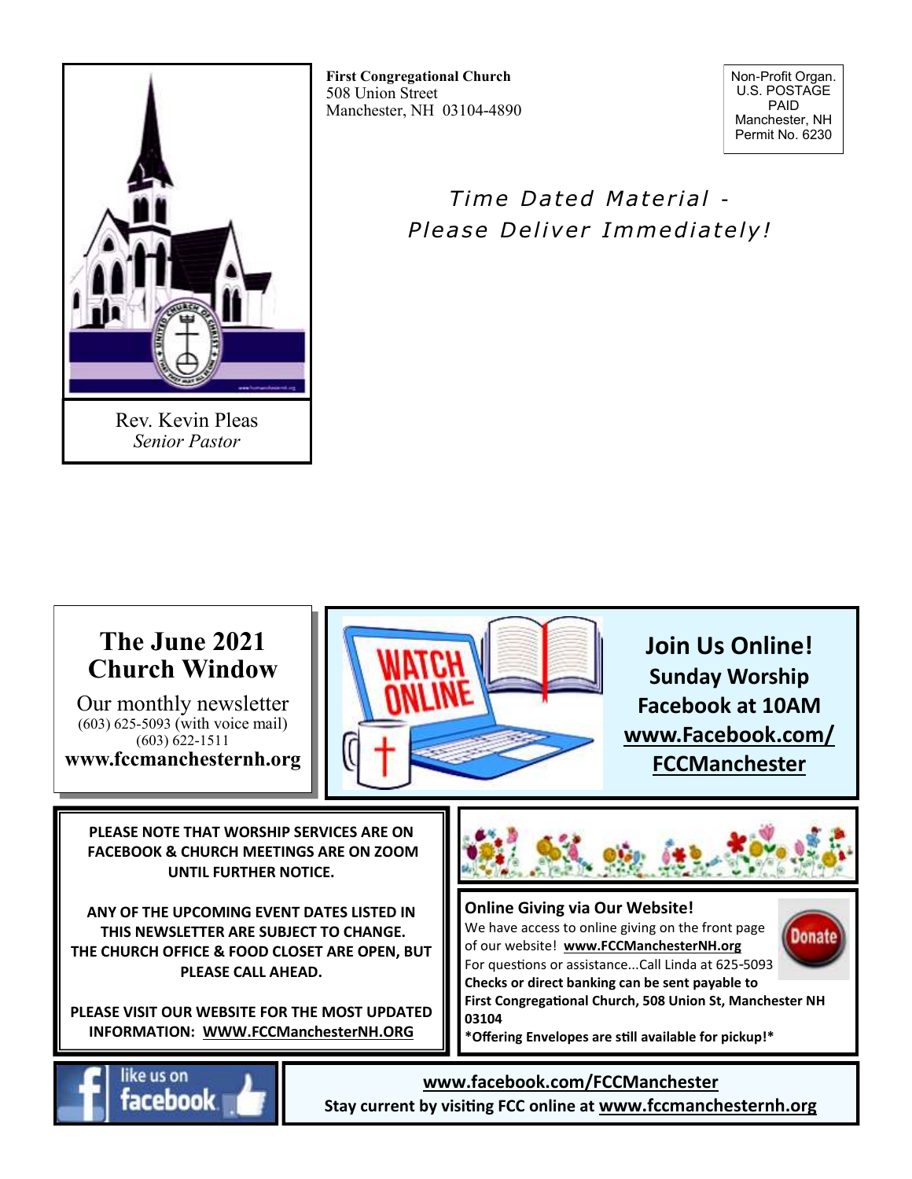Rev. Kevin Pleas
*Senior Pastor*

**First Congregational Church**
508 Union Street
Manchester, NH 03104-4890

Non-Profit Organ.
U.S. POSTAGE
PAID
Manchester, NH
Permit No. 6230

*Time Dated Material -*
*Please Deliver Immediately!*

## The June 2021 Church Window

Our monthly newsletter
(603) 625-5093 (with voice mail)
(603) 622-1511
**www.fccmanchesternh.org**

WATCH ONLINE

## Join Us Online!

**Sunday Worship**
**Facebook at 10AM**
**www.Facebook.com/FCCManchester**

**PLEASE NOTE THAT WORSHIP SERVICES ARE ON FACEBOOK & CHURCH MEETINGS ARE ON ZOOM UNTIL FURTHER NOTICE.**

**ANY OF THE UPCOMING EVENT DATES LISTED IN THIS NEWSLETTER ARE SUBJECT TO CHANGE. THE CHURCH OFFICE & FOOD CLOSET ARE OPEN, BUT PLEASE CALL AHEAD.**

**PLEASE VISIT OUR WEBSITE FOR THE MOST UPDATED INFORMATION: WWW.FCCManchesterNH.ORG**

**Online Giving via Our Website!**
We have access to online giving on the front page of our website! **www.FCCManchesterNH.org**
For questions or assistance...Call Linda at 625-5093
**Checks or direct banking can be sent payable to First Congregational Church, 508 Union St, Manchester NH 03104**
***Offering Envelopes are still available for pickup!***

Donate

like us on facebook

**www.facebook.com/FCCManchester**
**Stay current by visiting FCC online at www.fccmanchesternh.org**